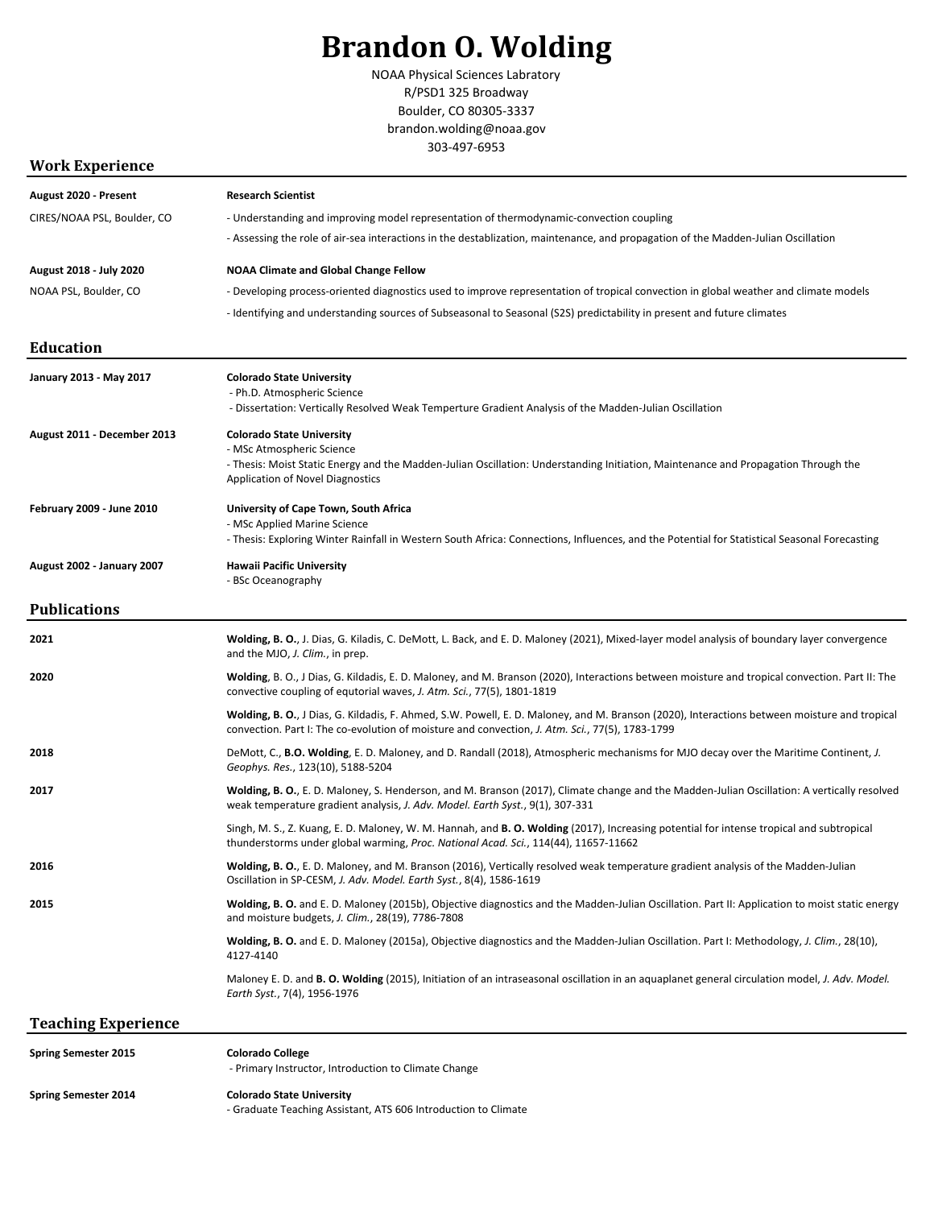# Brandon O. Wolding

NOAA Physical Sciences Labratory
R/PSD1 325 Broadway
Boulder, CO 80305-3337
brandon.wolding@noaa.gov
303-497-6953

## Work Experience

**August 2020 - Present** — **Research Scientist**
CIRES/NOAA PSL, Boulder, CO

- Understanding and improving model representation of thermodynamic-convection coupling
- Assessing the role of air-sea interactions in the destablization, maintenance, and propagation of the Madden-Julian Oscillation

**August 2018 - July 2020** — **NOAA Climate and Global Change Fellow**
NOAA PSL, Boulder, CO

- Developing process-oriented diagnostics used to improve representation of tropical convection in global weather and climate models
- Identifying and understanding sources of Subseasonal to Seasonal (S2S) predictability in present and future climates

## Education

**January 2013 - May 2017** — **Colorado State University**
- Ph.D. Atmospheric Science
- Dissertation: Vertically Resolved Weak Temperture Gradient Analysis of the Madden-Julian Oscillation

**August 2011 - December 2013** — **Colorado State University**
- MSc Atmospheric Science
- Thesis: Moist Static Energy and the Madden-Julian Oscillation: Understanding Initiation, Maintenance and Propagation Through the Application of Novel Diagnostics

**February 2009 - June 2010** — **University of Cape Town, South Africa**
- MSc Applied Marine Science
- Thesis: Exploring Winter Rainfall in Western South Africa: Connections, Influences, and the Potential for Statistical Seasonal Forecasting

**August 2002 - January 2007** — **Hawaii Pacific University**
- BSc Oceanography

## Publications

**2021**

**Wolding, B. O.**, J. Dias, G. Kiladis, C. DeMott, L. Back, and E. D. Maloney (2021), Mixed-layer model analysis of boundary layer convergence and the MJO, *J. Clim.*, in prep.

**2020**

**Wolding**, B. O., J Dias, G. Kildadis, E. D. Maloney, and M. Branson (2020), Interactions between moisture and tropical convection. Part II: The convective coupling of equtorial waves, *J. Atm. Sci.*, 77(5), 1801-1819

**Wolding, B. O.**, J Dias, G. Kildadis, F. Ahmed, S.W. Powell, E. D. Maloney, and M. Branson (2020), Interactions between moisture and tropical convection. Part I: The co-evolution of moisture and convection, *J. Atm. Sci.*, 77(5), 1783-1799

**2018**

DeMott, C., **B.O. Wolding**, E. D. Maloney, and D. Randall (2018), Atmospheric mechanisms for MJO decay over the Maritime Continent, *J. Geophys. Res.*, 123(10), 5188-5204

**2017**

**Wolding, B. O.**, E. D. Maloney, S. Henderson, and M. Branson (2017), Climate change and the Madden-Julian Oscillation: A vertically resolved weak temperature gradient analysis, *J. Adv. Model. Earth Syst.*, 9(1), 307-331

Singh, M. S., Z. Kuang, E. D. Maloney, W. M. Hannah, and **B. O. Wolding** (2017), Increasing potential for intense tropical and subtropical thunderstorms under global warming, *Proc. National Acad. Sci.*, 114(44), 11657-11662

**2016**

**Wolding, B. O.**, E. D. Maloney, and M. Branson (2016), Vertically resolved weak temperature gradient analysis of the Madden-Julian Oscillation in SP-CESM, *J. Adv. Model. Earth Syst.*, 8(4), 1586-1619

**2015**

**Wolding, B. O.** and E. D. Maloney (2015b), Objective diagnostics and the Madden-Julian Oscillation. Part II: Application to moist static energy and moisture budgets, *J. Clim.*, 28(19), 7786-7808

**Wolding, B. O.** and E. D. Maloney (2015a), Objective diagnostics and the Madden-Julian Oscillation. Part I: Methodology, *J. Clim.*, 28(10), 4127-4140

Maloney E. D. and **B. O. Wolding** (2015), Initiation of an intraseasonal oscillation in an aquaplanet general circulation model, *J. Adv. Model. Earth Syst.*, 7(4), 1956-1976

## Teaching Experience

**Spring Semester 2015** — **Colorado College**
- Primary Instructor, Introduction to Climate Change

**Spring Semester 2014** — **Colorado State University**
- Graduate Teaching Assistant, ATS 606 Introduction to Climate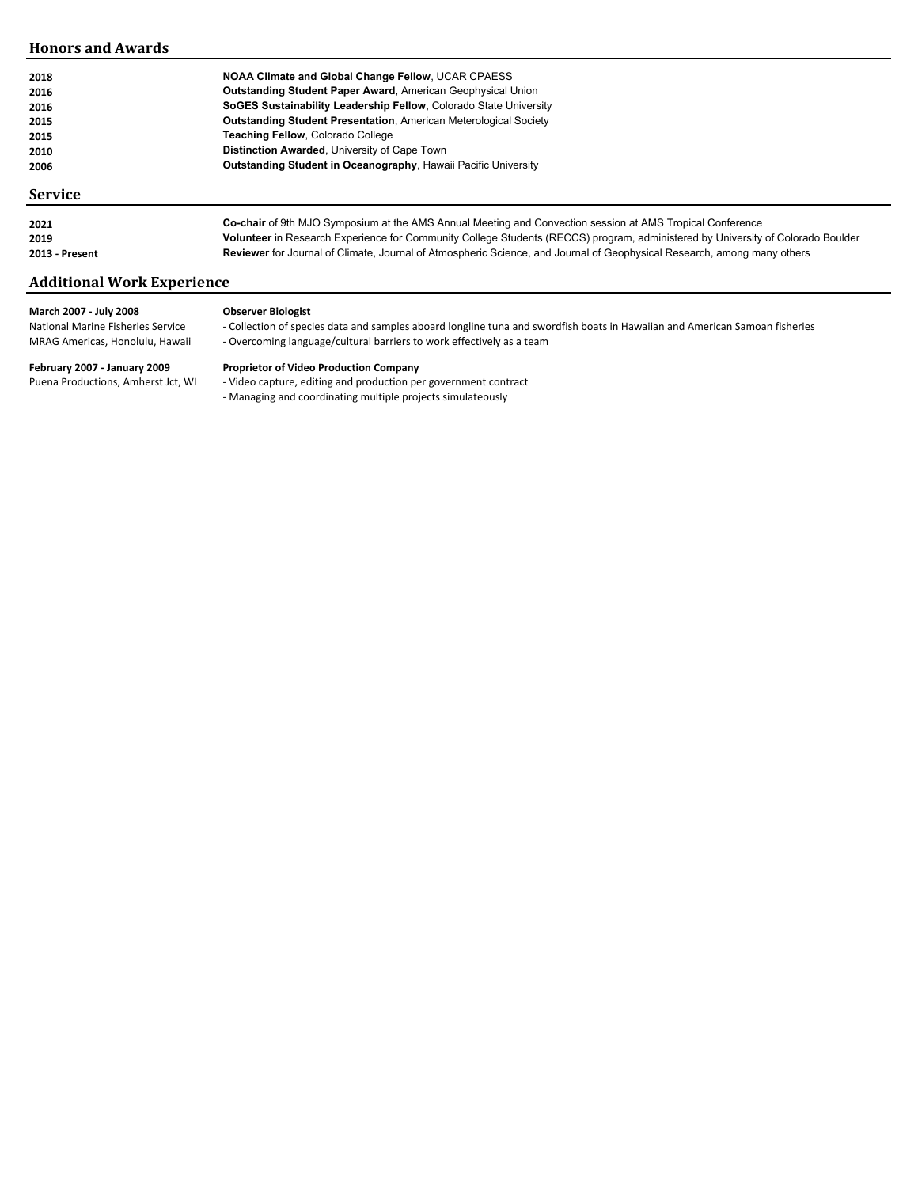## Honors and Awards

| | |
|---|---|
| **2018** | **NOAA Climate and Global Change Fellow**, UCAR CPAESS |
| **2016** | **Outstanding Student Paper Award**, American Geophysical Union |
| **2016** | **SoGES Sustainability Leadership Fellow**, Colorado State University |
| **2015** | **Outstanding Student Presentation**, American Meterological Society |
| **2015** | **Teaching Fellow**, Colorado College |
| **2010** | **Distinction Awarded**, University of Cape Town |
| **2006** | **Outstanding Student in Oceanography**, Hawaii Pacific University |

## Service

| | |
|---|---|
| **2021** | **Co-chair** of 9th MJO Symposium at the AMS Annual Meeting and Convection session at AMS Tropical Conference |
| **2019** | **Volunteer** in Research Experience for Community College Students (RECCS) program, administered by University of Colorado Boulder |
| **2013 - Present** | **Reviewer** for Journal of Climate, Journal of Atmospheric Science, and Journal of Geophysical Research, among many others |

## Additional Work Experience

**March 2007 - July 2008**
National Marine Fisheries Service
MRAG Americas, Honolulu, Hawaii

**Observer Biologist**
- Collection of species data and samples aboard longline tuna and swordfish boats in Hawaiian and American Samoan fisheries
- Overcoming language/cultural barriers to work effectively as a team

**February 2007 - January 2009**
Puena Productions, Amherst Jct, WI

**Proprietor of Video Production Company**
- Video capture, editing and production per government contract
- Managing and coordinating multiple projects simulateously